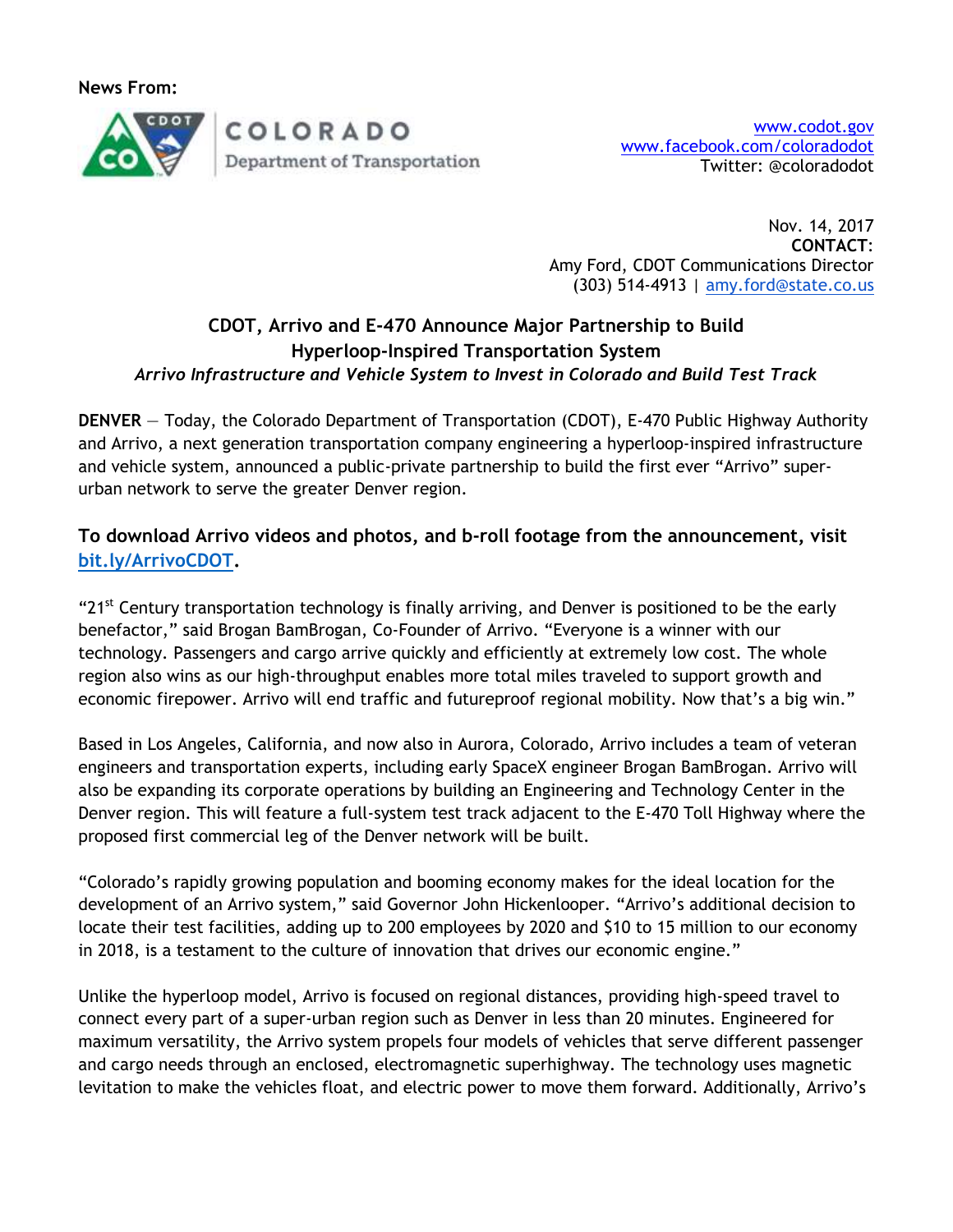News From:

COLORADO
Department of Transportation

www.codot.gov
www.facebook.com/coloradodot
Twitter: @coloradodot

Nov. 14, 2017
**CONTACT**:
Amy Ford, CDOT Communications Director
(303) 514-4913 | amy.ford@state.co.us

## CDOT, Arrivo and E-470 Announce Major Partnership to Build Hyperloop-Inspired Transportation System

***Arrivo Infrastructure and Vehicle System to Invest in Colorado and Build Test Track***

**DENVER** — Today, the Colorado Department of Transportation (CDOT), E-470 Public Highway Authority and Arrivo, a next generation transportation company engineering a hyperloop-inspired infrastructure and vehicle system, announced a public-private partnership to build the first ever "Arrivo" super-urban network to serve the greater Denver region.

**To download Arrivo videos and photos, and b-roll footage from the announcement, visit bit.ly/ArrivoCDOT.**

"21st Century transportation technology is finally arriving, and Denver is positioned to be the early benefactor," said Brogan BamBrogan, Co-Founder of Arrivo. "Everyone is a winner with our technology. Passengers and cargo arrive quickly and efficiently at extremely low cost. The whole region also wins as our high-throughput enables more total miles traveled to support growth and economic firepower. Arrivo will end traffic and futureproof regional mobility. Now that's a big win."

Based in Los Angeles, California, and now also in Aurora, Colorado, Arrivo includes a team of veteran engineers and transportation experts, including early SpaceX engineer Brogan BamBrogan. Arrivo will also be expanding its corporate operations by building an Engineering and Technology Center in the Denver region. This will feature a full-system test track adjacent to the E-470 Toll Highway where the proposed first commercial leg of the Denver network will be built.

"Colorado's rapidly growing population and booming economy makes for the ideal location for the development of an Arrivo system," said Governor John Hickenlooper. "Arrivo's additional decision to locate their test facilities, adding up to 200 employees by 2020 and $10 to 15 million to our economy in 2018, is a testament to the culture of innovation that drives our economic engine."

Unlike the hyperloop model, Arrivo is focused on regional distances, providing high-speed travel to connect every part of a super-urban region such as Denver in less than 20 minutes. Engineered for maximum versatility, the Arrivo system propels four models of vehicles that serve different passenger and cargo needs through an enclosed, electromagnetic superhighway. The technology uses magnetic levitation to make the vehicles float, and electric power to move them forward. Additionally, Arrivo's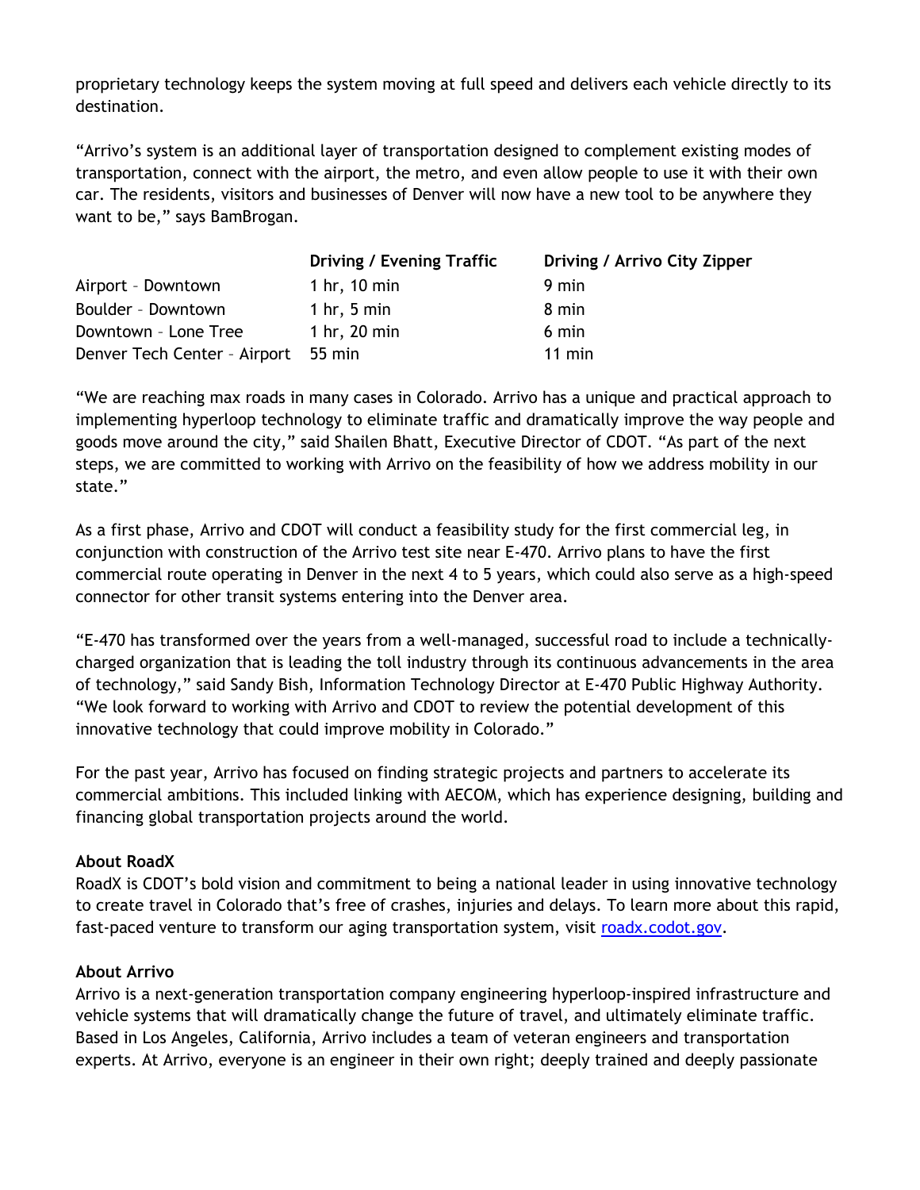proprietary technology keeps the system moving at full speed and delivers each vehicle directly to its destination.

"Arrivo's system is an additional layer of transportation designed to complement existing modes of transportation, connect with the airport, the metro, and even allow people to use it with their own car. The residents, visitors and businesses of Denver will now have a new tool to be anywhere they want to be," says BamBrogan.

| | **Driving / Evening Traffic** | **Driving / Arrivo City Zipper** |
|---|---|---|
| Airport – Downtown | 1 hr, 10 min | 9 min |
| Boulder – Downtown | 1 hr, 5 min | 8 min |
| Downtown – Lone Tree | 1 hr, 20 min | 6 min |
| Denver Tech Center – Airport | 55 min | 11 min |

"We are reaching max roads in many cases in Colorado. Arrivo has a unique and practical approach to implementing hyperloop technology to eliminate traffic and dramatically improve the way people and goods move around the city," said Shailen Bhatt, Executive Director of CDOT. "As part of the next steps, we are committed to working with Arrivo on the feasibility of how we address mobility in our state."

As a first phase, Arrivo and CDOT will conduct a feasibility study for the first commercial leg, in conjunction with construction of the Arrivo test site near E-470. Arrivo plans to have the first commercial route operating in Denver in the next 4 to 5 years, which could also serve as a high-speed connector for other transit systems entering into the Denver area.

"E-470 has transformed over the years from a well-managed, successful road to include a technically-charged organization that is leading the toll industry through its continuous advancements in the area of technology," said Sandy Bish, Information Technology Director at E-470 Public Highway Authority. "We look forward to working with Arrivo and CDOT to review the potential development of this innovative technology that could improve mobility in Colorado."

For the past year, Arrivo has focused on finding strategic projects and partners to accelerate its commercial ambitions. This included linking with AECOM, which has experience designing, building and financing global transportation projects around the world.

**About RoadX**
RoadX is CDOT's bold vision and commitment to being a national leader in using innovative technology to create travel in Colorado that's free of crashes, injuries and delays. To learn more about this rapid, fast-paced venture to transform our aging transportation system, visit [roadx.codot.gov](roadx.codot.gov).

**About Arrivo**
Arrivo is a next-generation transportation company engineering hyperloop-inspired infrastructure and vehicle systems that will dramatically change the future of travel, and ultimately eliminate traffic. Based in Los Angeles, California, Arrivo includes a team of veteran engineers and transportation experts. At Arrivo, everyone is an engineer in their own right; deeply trained and deeply passionate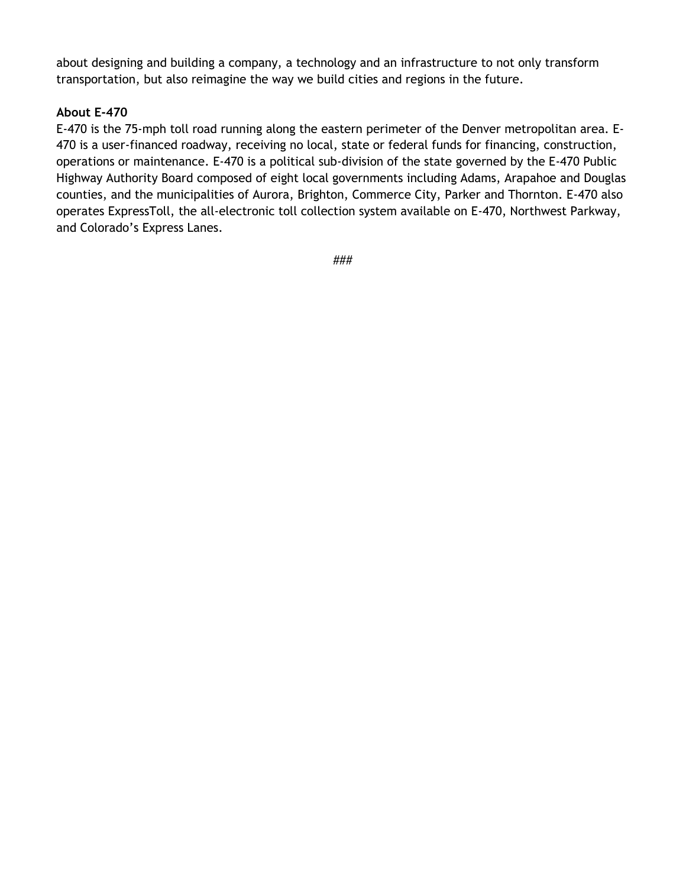about designing and building a company, a technology and an infrastructure to not only transform transportation, but also reimagine the way we build cities and regions in the future.

**About E-470**

E-470 is the 75-mph toll road running along the eastern perimeter of the Denver metropolitan area. E-470 is a user-financed roadway, receiving no local, state or federal funds for financing, construction, operations or maintenance. E-470 is a political sub-division of the state governed by the E-470 Public Highway Authority Board composed of eight local governments including Adams, Arapahoe and Douglas counties, and the municipalities of Aurora, Brighton, Commerce City, Parker and Thornton. E-470 also operates ExpressToll, the all-electronic toll collection system available on E-470, Northwest Parkway, and Colorado's Express Lanes.

###